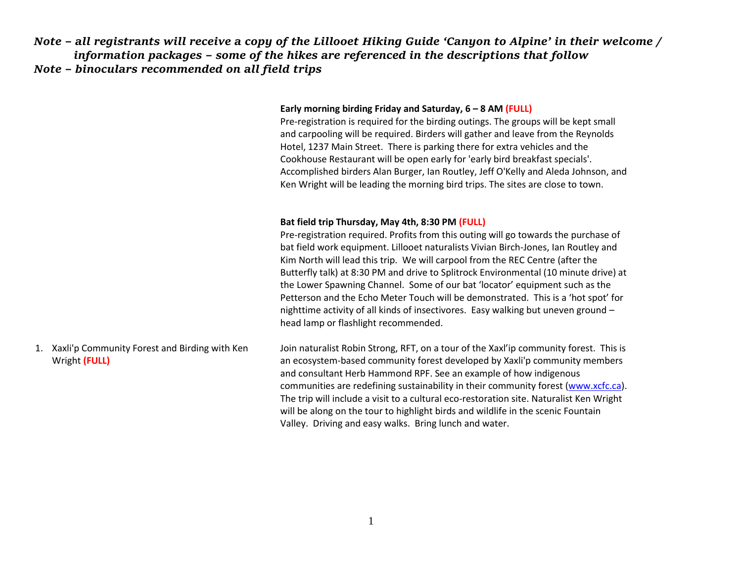*Note – all registrants will receive a copy of the Lillooet Hiking Guide 'Canyon to Alpine' in their welcome / information packages – some of the hikes are referenced in the descriptions that follow*
*Note – binoculars recommended on all field trips*

**Early morning birding Friday and Saturday, 6 – 8 AM (FULL)**
Pre-registration is required for the birding outings. The groups will be kept small and carpooling will be required. Birders will gather and leave from the Reynolds Hotel, 1237 Main Street. There is parking there for extra vehicles and the Cookhouse Restaurant will be open early for 'early bird breakfast specials'. Accomplished birders Alan Burger, Ian Routley, Jeff O'Kelly and Aleda Johnson, and Ken Wright will be leading the morning bird trips. The sites are close to town.

**Bat field trip Thursday, May 4th, 8:30 PM (FULL)**
Pre-registration required. Profits from this outing will go towards the purchase of bat field work equipment. Lillooet naturalists Vivian Birch-Jones, Ian Routley and Kim North will lead this trip. We will carpool from the REC Centre (after the Butterfly talk) at 8:30 PM and drive to Splitrock Environmental (10 minute drive) at the Lower Spawning Channel. Some of our bat 'locator' equipment such as the Petterson and the Echo Meter Touch will be demonstrated. This is a 'hot spot' for nighttime activity of all kinds of insectivores. Easy walking but uneven ground – head lamp or flashlight recommended.

1. Xaxli'p Community Forest and Birding with Ken Wright **(FULL)**

Join naturalist Robin Strong, RFT, on a tour of the Xaxl'ip community forest. This is an ecosystem-based community forest developed by Xaxli'p community members and consultant Herb Hammond RPF. See an example of how indigenous communities are redefining sustainability in their community forest (www.xcfc.ca). The trip will include a visit to a cultural eco-restoration site. Naturalist Ken Wright will be along on the tour to highlight birds and wildlife in the scenic Fountain Valley. Driving and easy walks. Bring lunch and water.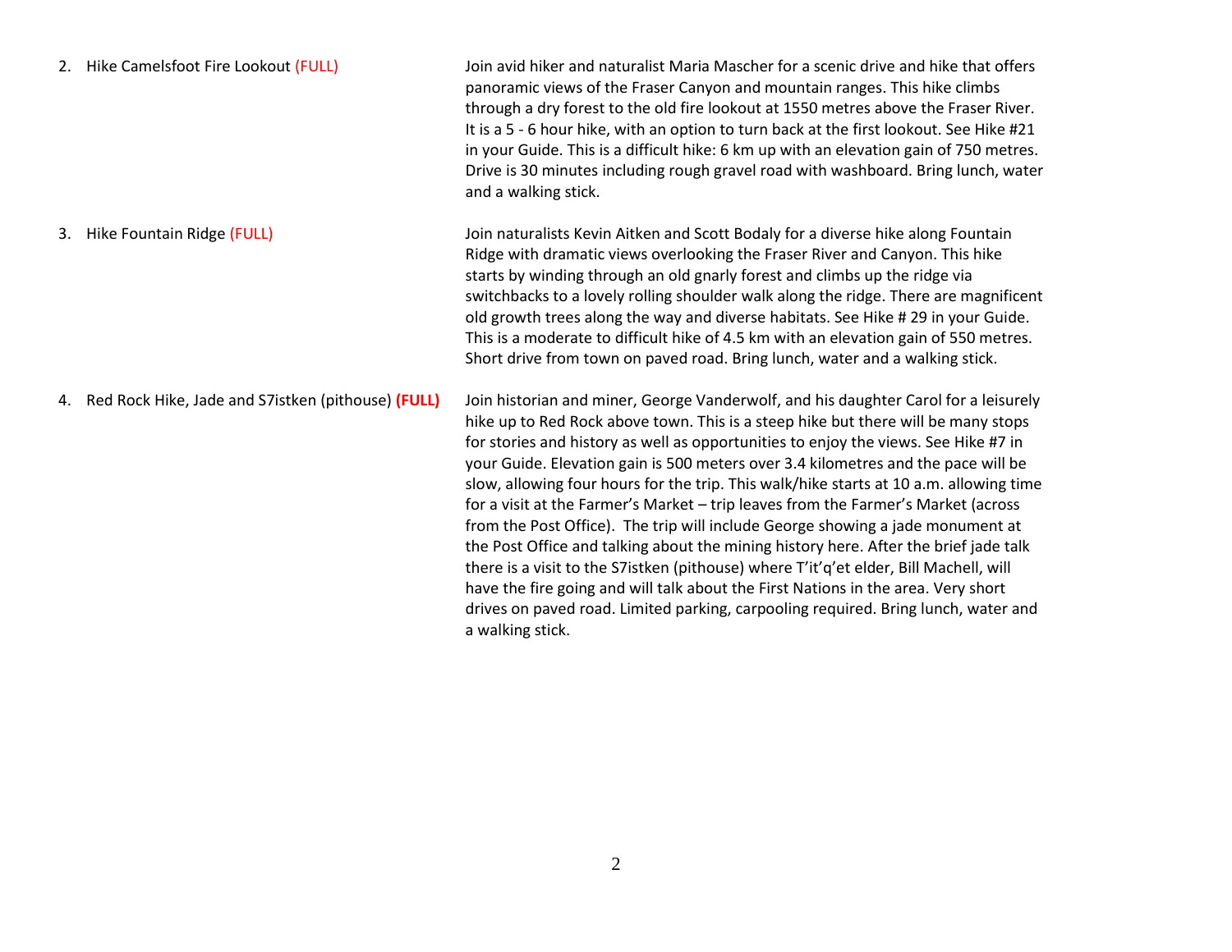2. Hike Camelsfoot Fire Lookout (FULL)

Join avid hiker and naturalist Maria Mascher for a scenic drive and hike that offers panoramic views of the Fraser Canyon and mountain ranges. This hike climbs through a dry forest to the old fire lookout at 1550 metres above the Fraser River. It is a 5 - 6 hour hike, with an option to turn back at the first lookout. See Hike #21 in your Guide. This is a difficult hike: 6 km up with an elevation gain of 750 metres. Drive is 30 minutes including rough gravel road with washboard. Bring lunch, water and a walking stick.

3. Hike Fountain Ridge (FULL)

Join naturalists Kevin Aitken and Scott Bodaly for a diverse hike along Fountain Ridge with dramatic views overlooking the Fraser River and Canyon. This hike starts by winding through an old gnarly forest and climbs up the ridge via switchbacks to a lovely rolling shoulder walk along the ridge. There are magnificent old growth trees along the way and diverse habitats. See Hike # 29 in your Guide. This is a moderate to difficult hike of 4.5 km with an elevation gain of 550 metres. Short drive from town on paved road. Bring lunch, water and a walking stick.

4. Red Rock Hike, Jade and S7istken (pithouse) **(FULL)**

Join historian and miner, George Vanderwolf, and his daughter Carol for a leisurely hike up to Red Rock above town. This is a steep hike but there will be many stops for stories and history as well as opportunities to enjoy the views. See Hike #7 in your Guide. Elevation gain is 500 meters over 3.4 kilometres and the pace will be slow, allowing four hours for the trip. This walk/hike starts at 10 a.m. allowing time for a visit at the Farmer's Market – trip leaves from the Farmer's Market (across from the Post Office). The trip will include George showing a jade monument at the Post Office and talking about the mining history here. After the brief jade talk there is a visit to the S7istken (pithouse) where T'it'q'et elder, Bill Machell, will have the fire going and will talk about the First Nations in the area. Very short drives on paved road. Limited parking, carpooling required. Bring lunch, water and a walking stick.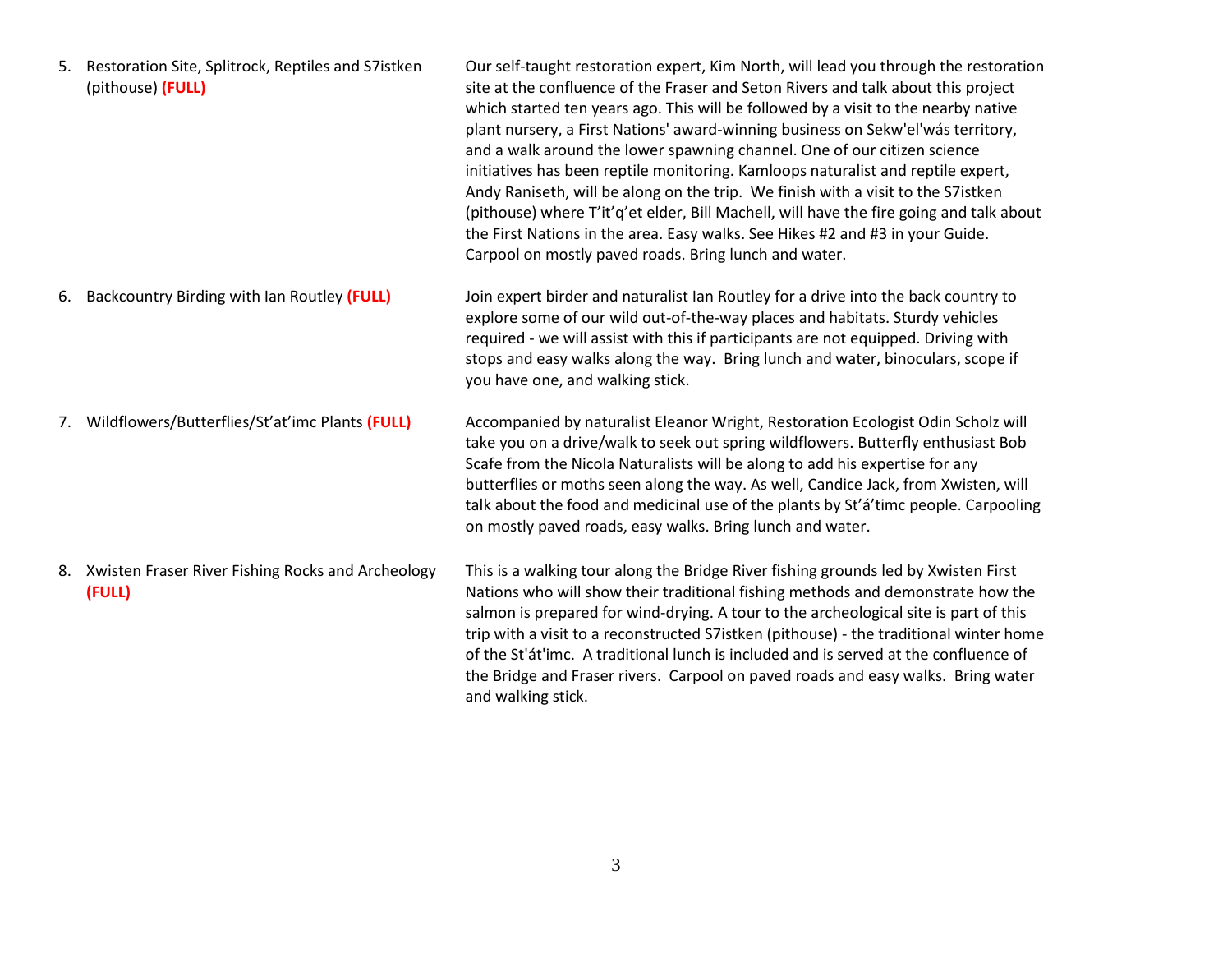5. Restoration Site, Splitrock, Reptiles and S7istken (pithouse) **(FULL)**

   Our self-taught restoration expert, Kim North, will lead you through the restoration site at the confluence of the Fraser and Seton Rivers and talk about this project which started ten years ago. This will be followed by a visit to the nearby native plant nursery, a First Nations' award-winning business on Sekw'el'wás territory, and a walk around the lower spawning channel. One of our citizen science initiatives has been reptile monitoring. Kamloops naturalist and reptile expert, Andy Raniseth, will be along on the trip. We finish with a visit to the S7istken (pithouse) where T'it'q'et elder, Bill Machell, will have the fire going and talk about the First Nations in the area. Easy walks. See Hikes #2 and #3 in your Guide. Carpool on mostly paved roads. Bring lunch and water.

6. Backcountry Birding with Ian Routley **(FULL)**

   Join expert birder and naturalist Ian Routley for a drive into the back country to explore some of our wild out-of-the-way places and habitats. Sturdy vehicles required - we will assist with this if participants are not equipped. Driving with stops and easy walks along the way. Bring lunch and water, binoculars, scope if you have one, and walking stick.

7. Wildflowers/Butterflies/St'at'imc Plants **(FULL)**

   Accompanied by naturalist Eleanor Wright, Restoration Ecologist Odin Scholz will take you on a drive/walk to seek out spring wildflowers. Butterfly enthusiast Bob Scafe from the Nicola Naturalists will be along to add his expertise for any butterflies or moths seen along the way. As well, Candice Jack, from Xwisten, will talk about the food and medicinal use of the plants by St'á'timc people. Carpooling on mostly paved roads, easy walks. Bring lunch and water.

8. Xwisten Fraser River Fishing Rocks and Archeology **(FULL)**

   This is a walking tour along the Bridge River fishing grounds led by Xwisten First Nations who will show their traditional fishing methods and demonstrate how the salmon is prepared for wind-drying. A tour to the archeological site is part of this trip with a visit to a reconstructed S7istken (pithouse) - the traditional winter home of the St'át'imc. A traditional lunch is included and is served at the confluence of the Bridge and Fraser rivers. Carpool on paved roads and easy walks. Bring water and walking stick.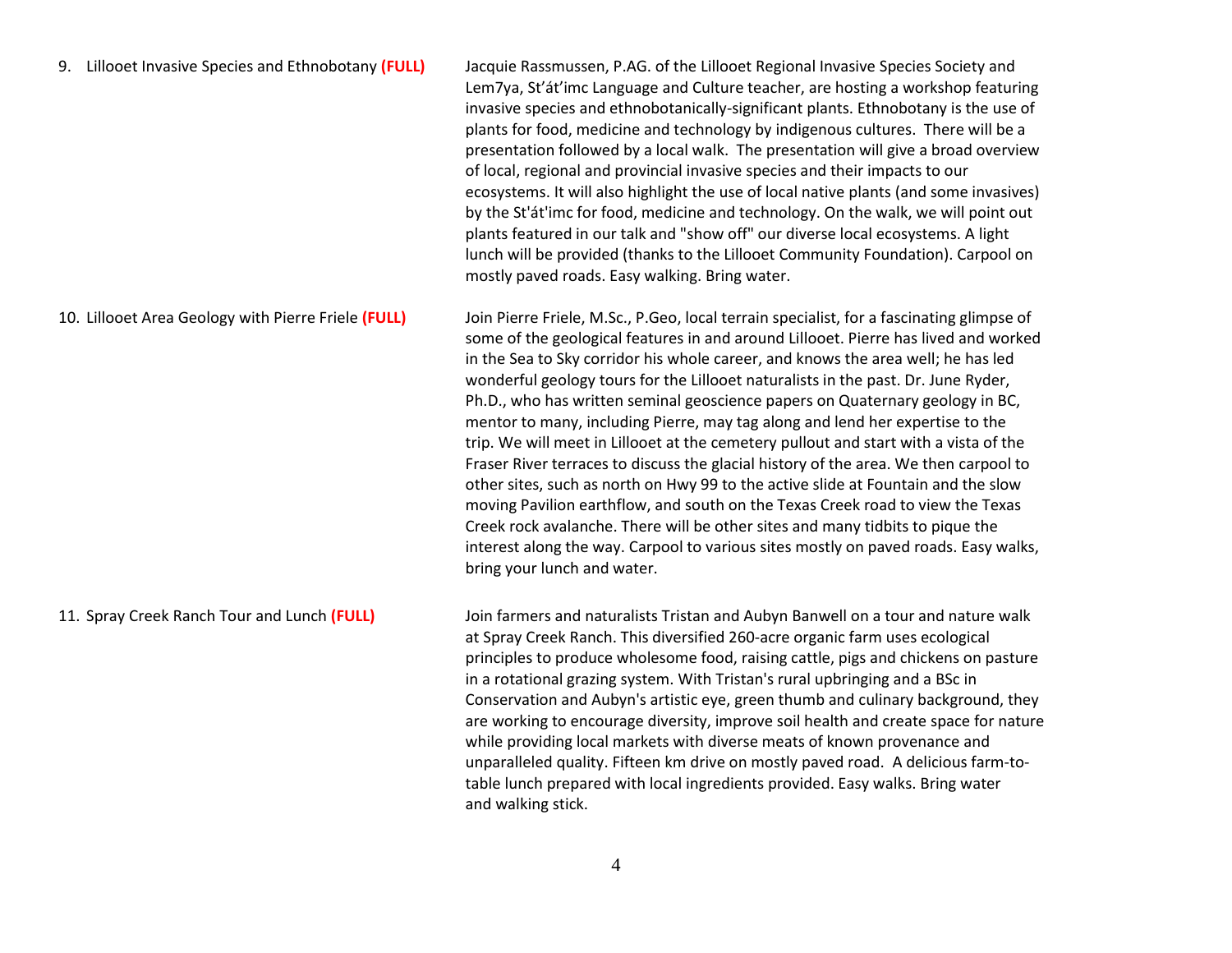9. Lillooet Invasive Species and Ethnobotany **(FULL)**

Jacquie Rassmussen, P.AG. of the Lillooet Regional Invasive Species Society and Lem7ya, St'át'imc Language and Culture teacher, are hosting a workshop featuring invasive species and ethnobotanically-significant plants. Ethnobotany is the use of plants for food, medicine and technology by indigenous cultures. There will be a presentation followed by a local walk. The presentation will give a broad overview of local, regional and provincial invasive species and their impacts to our ecosystems. It will also highlight the use of local native plants (and some invasives) by the St'át'imc for food, medicine and technology. On the walk, we will point out plants featured in our talk and "show off" our diverse local ecosystems. A light lunch will be provided (thanks to the Lillooet Community Foundation). Carpool on mostly paved roads. Easy walking. Bring water.

10. Lillooet Area Geology with Pierre Friele **(FULL)**

Join Pierre Friele, M.Sc., P.Geo, local terrain specialist, for a fascinating glimpse of some of the geological features in and around Lillooet. Pierre has lived and worked in the Sea to Sky corridor his whole career, and knows the area well; he has led wonderful geology tours for the Lillooet naturalists in the past. Dr. June Ryder, Ph.D., who has written seminal geoscience papers on Quaternary geology in BC, mentor to many, including Pierre, may tag along and lend her expertise to the trip. We will meet in Lillooet at the cemetery pullout and start with a vista of the Fraser River terraces to discuss the glacial history of the area. We then carpool to other sites, such as north on Hwy 99 to the active slide at Fountain and the slow moving Pavilion earthflow, and south on the Texas Creek road to view the Texas Creek rock avalanche. There will be other sites and many tidbits to pique the interest along the way. Carpool to various sites mostly on paved roads. Easy walks, bring your lunch and water.

11. Spray Creek Ranch Tour and Lunch **(FULL)**

Join farmers and naturalists Tristan and Aubyn Banwell on a tour and nature walk at Spray Creek Ranch. This diversified 260-acre organic farm uses ecological principles to produce wholesome food, raising cattle, pigs and chickens on pasture in a rotational grazing system. With Tristan's rural upbringing and a BSc in Conservation and Aubyn's artistic eye, green thumb and culinary background, they are working to encourage diversity, improve soil health and create space for nature while providing local markets with diverse meats of known provenance and unparalleled quality. Fifteen km drive on mostly paved road. A delicious farm-to-table lunch prepared with local ingredients provided. Easy walks. Bring water and walking stick.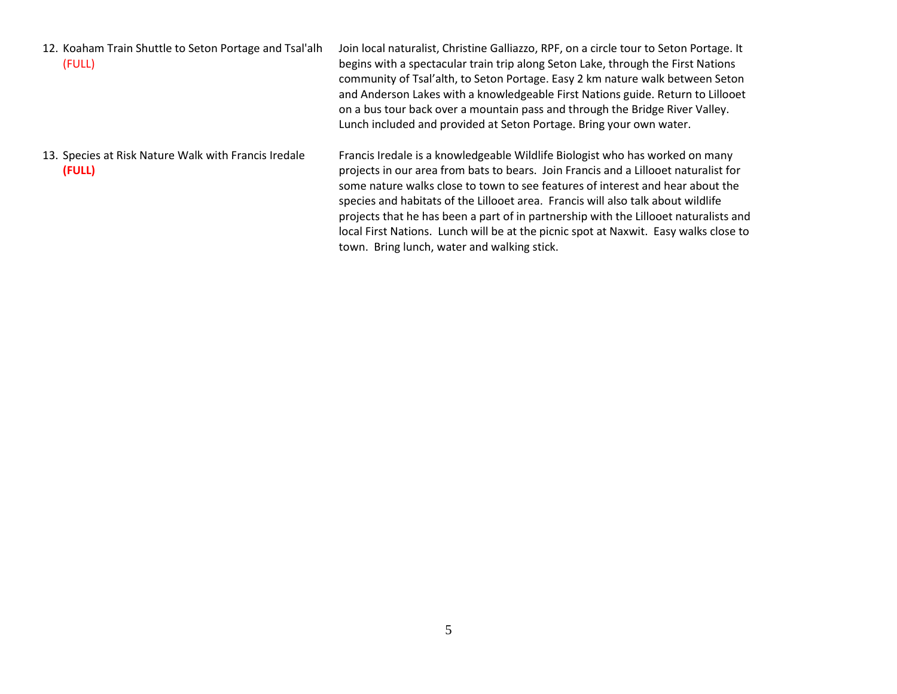12. Koaham Train Shuttle to Seton Portage and Tsal'alh (FULL)

Join local naturalist, Christine Galliazzo, RPF, on a circle tour to Seton Portage. It begins with a spectacular train trip along Seton Lake, through the First Nations community of Tsal'alth, to Seton Portage. Easy 2 km nature walk between Seton and Anderson Lakes with a knowledgeable First Nations guide. Return to Lillooet on a bus tour back over a mountain pass and through the Bridge River Valley. Lunch included and provided at Seton Portage. Bring your own water.

13. Species at Risk Nature Walk with Francis Iredale **(FULL)**

Francis Iredale is a knowledgeable Wildlife Biologist who has worked on many projects in our area from bats to bears. Join Francis and a Lillooet naturalist for some nature walks close to town to see features of interest and hear about the species and habitats of the Lillooet area. Francis will also talk about wildlife projects that he has been a part of in partnership with the Lillooet naturalists and local First Nations. Lunch will be at the picnic spot at Naxwit. Easy walks close to town. Bring lunch, water and walking stick.